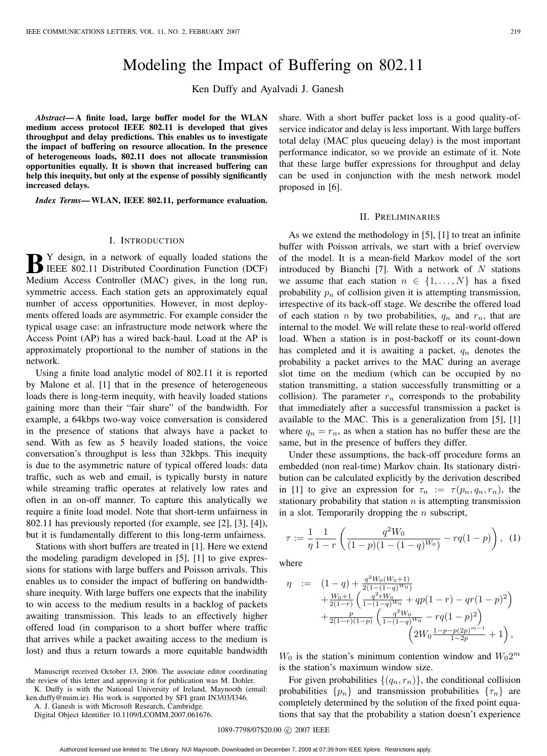# Modeling the Impact of Buffering on 802.11

Ken Duffy and Ayalvadi J. Ganesh

***Abstract*— A finite load, large buffer model for the WLAN medium access protocol IEEE 802.11 is developed that gives throughput and delay predictions. This enables us to investigate the impact of buffering on resource allocation. In the presence of heterogeneous loads, 802.11 does not allocate transmission opportunities equally. It is shown that increased buffering can help this inequity, but only at the expense of possibly significantly increased delays.**

***Index Terms*— WLAN, IEEE 802.11, performance evaluation.**

## I. Introduction

By design, in a network of equally loaded stations the IEEE 802.11 Distributed Coordination Function (DCF) Medium Access Controller (MAC) gives, in the long run, symmetric access. Each station gets an approximately equal number of access opportunities. However, in most deployments offered loads are asymmetric. For example consider the typical usage case: an infrastructure mode network where the Access Point (AP) has a wired back-haul. Load at the AP is approximately proportional to the number of stations in the network.

Using a finite load analytic model of 802.11 it is reported by Malone et al. [1] that in the presence of heterogeneous loads there is long-term inequity, with heavily loaded stations gaining more than their "fair share" of the bandwidth. For example, a 64kbps two-way voice conversation is considered in the presence of stations that always have a packet to send. With as few as 5 heavily loaded stations, the voice conversation's throughput is less than 32kbps. This inequity is due to the asymmetric nature of typical offered loads: data traffic, such as web and email, is typically bursty in nature while streaming traffic operates at relatively low rates and often in an on-off manner. To capture this analytically we require a finite load model. Note that short-term unfairness in 802.11 has previously reported (for example, see [2], [3], [4]), but it is fundamentally different to this long-term unfairness.

Stations with short buffers are treated in [1]. Here we extend the modeling paradigm developed in [5], [1] to give expressions for stations with large buffers and Poisson arrivals. This enables us to consider the impact of buffering on bandwidth-share inequity. With large buffers one expects that the inability to win access to the medium results in a backlog of packets awaiting transmission. This leads to an effectively higher offered load (in comparison to a short buffer where traffic that arrives while a packet awaiting access to the medium is lost) and thus a return towards a more equitable bandwidth share. With a short buffer packet loss is a good quality-of-service indicator and delay is less important. With large buffers total delay (MAC plus queueing delay) is the most important performance indicator, so we provide an estimate of it. Note that these large buffer expressions for throughput and delay can be used in conjunction with the mesh network model proposed in [6].

Manuscript received October 13, 2006. The associate editor coordinating the review of this letter and approving it for publication was M. Dohler.

K. Duffy is with the National University of Ireland, Maynooth (email: ken.duffy@nuim.ie). His work is supported by SFI grant IN3/03/I346.

A. J. Ganesh is with Microsoft Research, Cambridge.

Digital Object Identifier 10.1109/LCOMM.2007.061676.

## II. Preliminaries

As we extend the methodology in [5], [1] to treat an infinite buffer with Poisson arrivals, we start with a brief overview of the model. It is a mean-field Markov model of the sort introduced by Bianchi [7]. With a network of $N$ stations we assume that each station $n \in \{1, \dots, N\}$ has a fixed probability $p_n$ of collision given it is attempting transmission, irrespective of its back-off stage. We describe the offered load of each station $n$ by two probabilities, $q_n$ and $r_n$, that are internal to the model. We will relate these to real-world offered load. When a station is in post-backoff or its count-down has completed and it is awaiting a packet, $q_n$ denotes the probability a packet arrives to the MAC during an average slot time on the medium (which can be occupied by no station transmitting, a station successfully transmitting or a collision). The parameter $r_n$ corresponds to the probability that immediately after a successful transmission a packet is available to the MAC. This is a generalization from [5], [1] where $q_n = r_n$, as when a station has no buffer these are the same, but in the presence of buffers they differ.

Under these assumptions, the back-off procedure forms an embedded (non real-time) Markov chain. Its stationary distribution can be calculated explicitly by the derivation described in [1] to give an expression for $\tau_n := \tau(p_n, q_n, r_n)$, the stationary probability that station $n$ is attempting transmission in a slot. Temporarily dropping the $n$ subscript,

$$\tau := \frac{1}{\eta}\frac{1}{1-r}\left(\frac{q^2 W_0}{(1-p)(1-(1-q)^{W_0})} - rq(1-p)\right), \quad (1)$$

where

$$\begin{aligned}
\eta \ := \ & (1-q) + \frac{q^2 W_0 (W_0+1)}{2(1-(1-q)^{W_0})} \\
& + \frac{W_0+1}{2(1-r)}\left(\frac{q^2 r W_0}{1-(1-q)^{W_0}} + qp(1-r) - qr(1-p)^2\right) \\
& + \frac{p}{2(1-r)(1-p)}\left(\frac{q^2 W_0}{1-(1-q)^{W_0}} - rq(1-p)^2\right) \\
& \qquad \left(2W_0 \frac{1-p-p(2p)^{m-1}}{1-2p} + 1\right),
\end{aligned}$$

$W_0$ is the station's minimum contention window and $W_0 2^m$ is the station's maximum window size.

For given probabilities $\{(q_n, r_n)\}$, the conditional collision probabilities $\{p_n\}$ and transmission probabilities $\{\tau_n\}$ are completely determined by the solution of the fixed point equations that say that the probability a station doesn't experience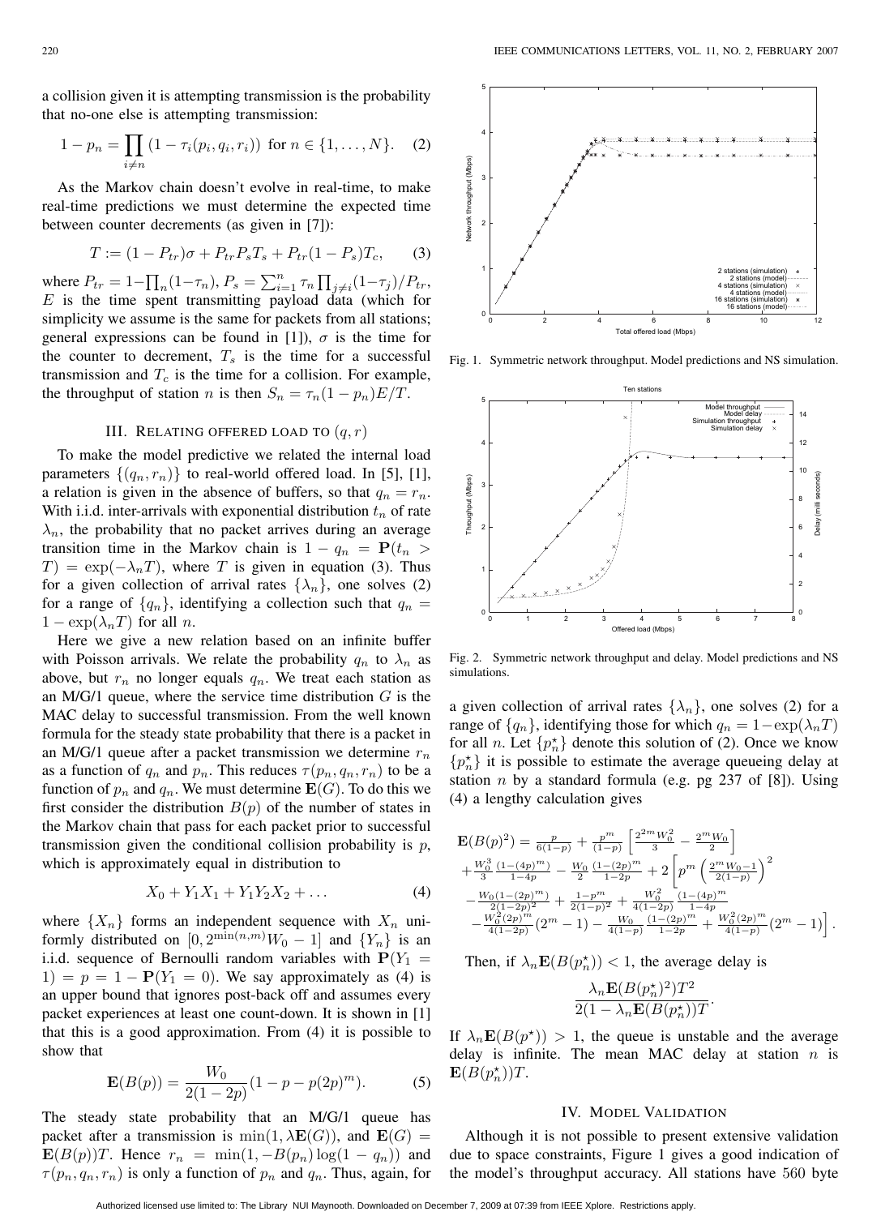a collision given it is attempting transmission is the probability that no-one else is attempting transmission:

$$1 - p_n = \prod_{i \neq n} (1 - \tau_i(p_i, q_i, r_i)) \text{ for } n \in \{1, \ldots, N\}. \quad (2)$$

As the Markov chain doesn't evolve in real-time, to make real-time predictions we must determine the expected time between counter decrements (as given in [7]):

$$T := (1 - P_{tr})\sigma + P_{tr} P_s T_s + P_{tr}(1 - P_s) T_c, \quad (3)$$

where $P_{tr} = 1 - \prod_n (1 - \tau_n)$, $P_s = \sum_{i=1}^{n} \tau_n \prod_{j \neq i} (1 - \tau_j)/P_{tr}$, $E$ is the time spent transmitting payload data (which for simplicity we assume is the same for packets from all stations; general expressions can be found in [1]), $\sigma$ is the time for the counter to decrement, $T_s$ is the time for a successful transmission and $T_c$ is the time for a collision. For example, the throughput of station $n$ is then $S_n = \tau_n (1 - p_n) E/T$.

## III. Relating Offered Load to $(q, r)$

To make the model predictive we related the internal load parameters $\{(q_n, r_n)\}$ to real-world offered load. In [5], [1], a relation is given in the absence of buffers, so that $q_n = r_n$. With i.i.d. inter-arrivals with exponential distribution $t_n$ of rate $\lambda_n$, the probability that no packet arrives during an average transition time in the Markov chain is $1 - q_n = \mathbf{P}(t_n > T) = \exp(-\lambda_n T)$, where $T$ is given in equation (3). Thus for a given collection of arrival rates $\{\lambda_n\}$, one solves (2) for a range of $\{q_n\}$, identifying a collection such that $q_n = 1 - \exp(\lambda_n T)$ for all $n$.

Here we give a new relation based on an infinite buffer with Poisson arrivals. We relate the probability $q_n$ to $\lambda_n$ as above, but $r_n$ no longer equals $q_n$. We treat each station as an M/G/1 queue, where the service time distribution $G$ is the MAC delay to successful transmission. From the well known formula for the steady state probability that there is a packet in an M/G/1 queue after a packet transmission we determine $r_n$ as a function of $q_n$ and $p_n$. This reduces $\tau(p_n, q_n, r_n)$ to be a function of $p_n$ and $q_n$. We must determine $\mathbf{E}(G)$. To do this we first consider the distribution $B(p)$ of the number of states in the Markov chain that pass for each packet prior to successful transmission given the conditional collision probability is $p$, which is approximately equal in distribution to

$$X_0 + Y_1 X_1 + Y_1 Y_2 X_2 + \ldots \quad (4)$$

where $\{X_n\}$ forms an independent sequence with $X_n$ uniformly distributed on $[0, 2^{\min(n,m)} W_0 - 1]$ and $\{Y_n\}$ is an i.i.d. sequence of Bernoulli random variables with $\mathbf{P}(Y_1 = 1) = p = 1 - \mathbf{P}(Y_1 = 0)$. We say approximately as (4) is an upper bound that ignores post-back off and assumes every packet experiences at least one count-down. It is shown in [1] that this is a good approximation. From (4) it is possible to show that

$$\mathbf{E}(B(p)) = \frac{W_0}{2(1 - 2p)} (1 - p - p(2p)^m). \quad (5)$$

The steady state probability that an M/G/1 queue has packet after a transmission is $\min(1, \lambda \mathbf{E}(G))$, and $\mathbf{E}(G) = \mathbf{E}(B(p))T$. Hence $r_n = \min(1, -B(p_n) \log(1 - q_n))$ and $\tau(p_n, q_n, r_n)$ is only a function of $p_n$ and $q_n$. Thus, again, for a given collection of arrival rates $\{\lambda_n\}$, one solves (2) for a range of $\{q_n\}$, identifying those for which $q_n = 1 - \exp(\lambda_n T)$ for all $n$. Let $\{p_n^\star\}$ denote this solution of (2). Once we know $\{p_n^\star\}$ it is possible to estimate the average queueing delay at station $n$ by a standard formula (e.g. pg 237 of [8]). Using (4) a lengthy calculation gives

$$\begin{aligned}
\mathbf{E}(B(p)^2) &= \tfrac{p}{6(1-p)} + \tfrac{p^m}{(1-p)} \left[ \tfrac{2^{2m} W_0^2}{3} - \tfrac{2^m W_0}{2} \right] \\
&+ \tfrac{W_0^3}{3} \tfrac{(1 - (4p)^m)}{1 - 4p} - \tfrac{W_0}{2} \tfrac{(1 - (2p)^m)}{1 - 2p} + 2 \left[ p^m \left( \tfrac{2^m W_0 - 1}{2(1-p)} \right)^2 \right. \\
&- \tfrac{W_0 (1 - (2p)^m)}{2(1-2p)^2} + \tfrac{1 - p^m}{2(1-p)^2} + \tfrac{W_0^2}{4(1-2p)} \tfrac{(1 - (4p)^m)}{1 - 4p} \\
&\left. - \tfrac{W_0^2 (2p)^m}{4(1-2p)} (2^m - 1) - \tfrac{W_0}{4(1-p)} \tfrac{(1 - (2p)^m)}{1 - 2p} + \tfrac{W_0^2 (2p)^m}{4(1-p)} (2^m - 1) \right].
\end{aligned}$$

Then, if $\lambda_n \mathbf{E}(B(p_n^\star)) < 1$, the average delay is

$$\frac{\lambda_n \mathbf{E}(B(p_n^\star)^2) T^2}{2(1 - \lambda_n \mathbf{E}(B(p_n^\star)) T}.$$

If $\lambda_n \mathbf{E}(B(p^\star)) > 1$, the queue is unstable and the average delay is infinite. The mean MAC delay at station $n$ is $\mathbf{E}(B(p_n^\star))T$.

## IV. Model Validation

Although it is not possible to present extensive validation due to space constraints, Figure 1 gives a good indication of the model's throughput accuracy. All stations have 560 byte

Fig. 1. Symmetric network throughput. Model predictions and NS simulation.

Fig. 2. Symmetric network throughput and delay. Model predictions and NS simulations.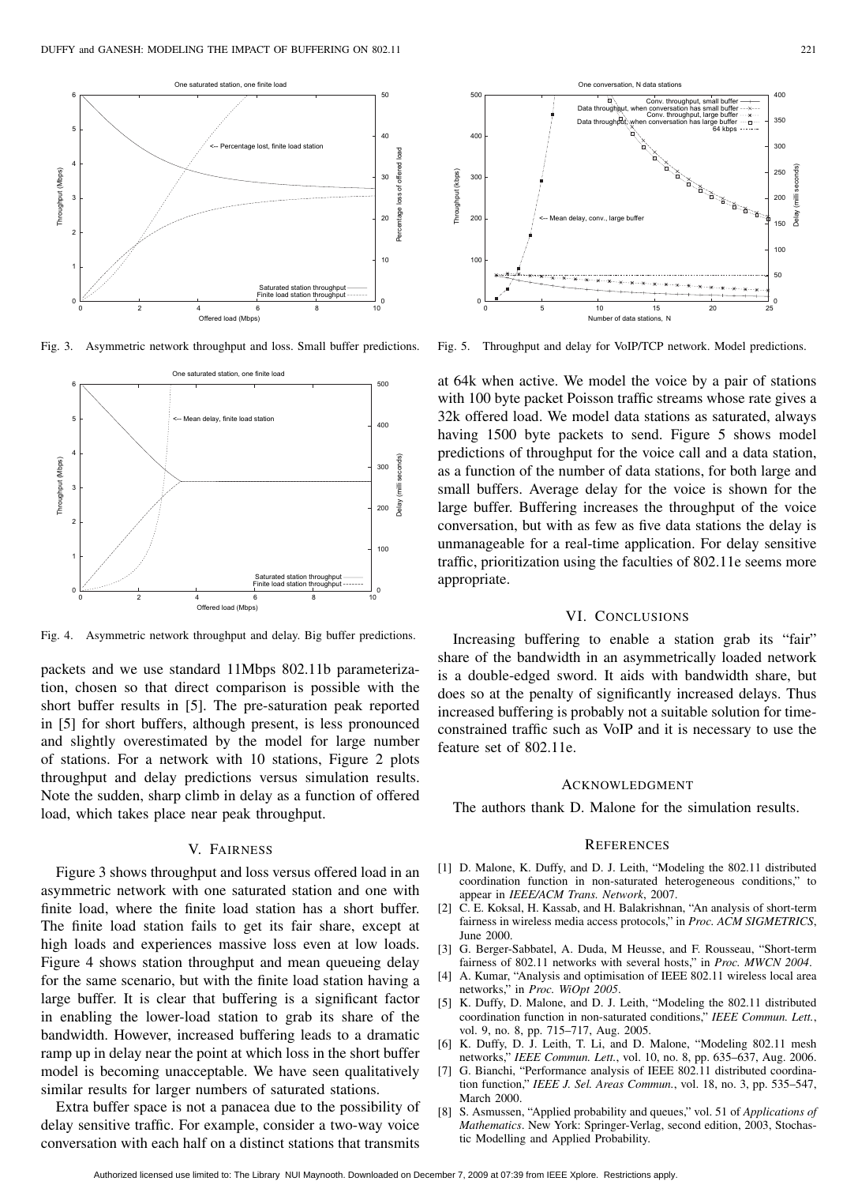One saturated station, one finite load

Throughput (Mbps)

Percentage loss of offered load

Offered load (Mbps)

<-- Percentage lost, finite load station

Saturated station throughput

Finite load station throughput

0 2 4 6 8 10

0 1 2 3 4 5 6

0 10 20 30 40 50

Fig. 3. Asymmetric network throughput and loss. Small buffer predictions.

One saturated station, one finite load

Throughput (Mbps)

Delay (milli seconds)

Offered load (Mbps)

<-- Mean delay, finite load station

Saturated station throughput

Finite load station throughput

0 2 4 6 8 10

0 1 2 3 4 5 6

0 100 200 300 400 500

Fig. 4. Asymmetric network throughput and delay. Big buffer predictions.

packets and we use standard 11Mbps 802.11b parameterization, chosen so that direct comparison is possible with the short buffer results in [5]. The pre-saturation peak reported in [5] for short buffers, although present, is less pronounced and slightly overestimated by the model for large number of stations. For a network with 10 stations, Figure 2 plots throughput and delay predictions versus simulation results. Note the sudden, sharp climb in delay as a function of offered load, which takes place near peak throughput.

## V. Fairness

Figure 3 shows throughput and loss versus offered load in an asymmetric network with one saturated station and one with finite load, where the finite load station has a short buffer. The finite load station fails to get its fair share, except at high loads and experiences massive loss even at low loads. Figure 4 shows station throughput and mean queueing delay for the same scenario, but with the finite load station having a large buffer. It is clear that buffering is a significant factor in enabling the lower-load station to grab its share of the bandwidth. However, increased buffering leads to a dramatic ramp up in delay near the point at which loss in the short buffer model is becoming unacceptable. We have seen qualitatively similar results for larger numbers of saturated stations.

Extra buffer space is not a panacea due to the possibility of delay sensitive traffic. For example, consider a two-way voice conversation with each half on a distinct stations that transmits at 64k when active. We model the voice by a pair of stations with 100 byte packet Poisson traffic streams whose rate gives a 32k offered load. We model data stations as saturated, always having 1500 byte packets to send. Figure 5 shows model predictions of throughput for the voice call and a data station, as a function of the number of data stations, for both large and small buffers. Average delay for the voice is shown for the large buffer. Buffering increases the throughput of the voice conversation, but with as few as five data stations the delay is unmanageable for a real-time application. For delay sensitive traffic, prioritization using the faculties of 802.11e seems more appropriate.

One conversation, N data stations

Throughput (kbps)

Delay (milli seconds)

Number of data stations, N

Conv. throughput, small buffer

Data throughput, when conversation has small buffer

Conv. throughput, large buffer

Data throughput, when conversation has large buffer

64 kbps

<-- Mean delay, conv., large buffer

0 5 10 15 20 25

0 100 200 300 400 500

0 50 100 150 200 250 300 350 400

Fig. 5. Throughput and delay for VoIP/TCP network. Model predictions.

## VI. Conclusions

Increasing buffering to enable a station grab its "fair" share of the bandwidth in an asymmetrically loaded network is a double-edged sword. It aids with bandwidth share, but does so at the penalty of significantly increased delays. Thus increased buffering is probably not a suitable solution for time-constrained traffic such as VoIP and it is necessary to use the feature set of 802.11e.

## Acknowledgment

The authors thank D. Malone for the simulation results.

## References

[1] D. Malone, K. Duffy, and D. J. Leith, "Modeling the 802.11 distributed coordination function in non-saturated heterogeneous conditions," to appear in *IEEE/ACM Trans. Network*, 2007.

[2] C. E. Koksal, H. Kassab, and H. Balakrishnan, "An analysis of short-term fairness in wireless media access protocols," in *Proc. ACM SIGMETRICS*, June 2000.

[3] G. Berger-Sabbatel, A. Duda, M Heusse, and F. Rousseau, "Short-term fairness of 802.11 networks with several hosts," in *Proc. MWCN 2004*.

[4] A. Kumar, "Analysis and optimisation of IEEE 802.11 wireless local area networks," in *Proc. WiOpt 2005*.

[5] K. Duffy, D. Malone, and D. J. Leith, "Modeling the 802.11 distributed coordination function in non-saturated conditions," *IEEE Commun. Lett.*, vol. 9, no. 8, pp. 715–717, Aug. 2005.

[6] K. Duffy, D. J. Leith, T. Li, and D. Malone, "Modeling 802.11 mesh networks," *IEEE Commun. Lett.*, vol. 10, no. 8, pp. 635–637, Aug. 2006.

[7] G. Bianchi, "Performance analysis of IEEE 802.11 distributed coordination function," *IEEE J. Sel. Areas Commun.*, vol. 18, no. 3, pp. 535–547, March 2000.

[8] S. Asmussen, "Applied probability and queues," vol. 51 of *Applications of Mathematics*. New York: Springer-Verlag, second edition, 2003, Stochastic Modelling and Applied Probability.